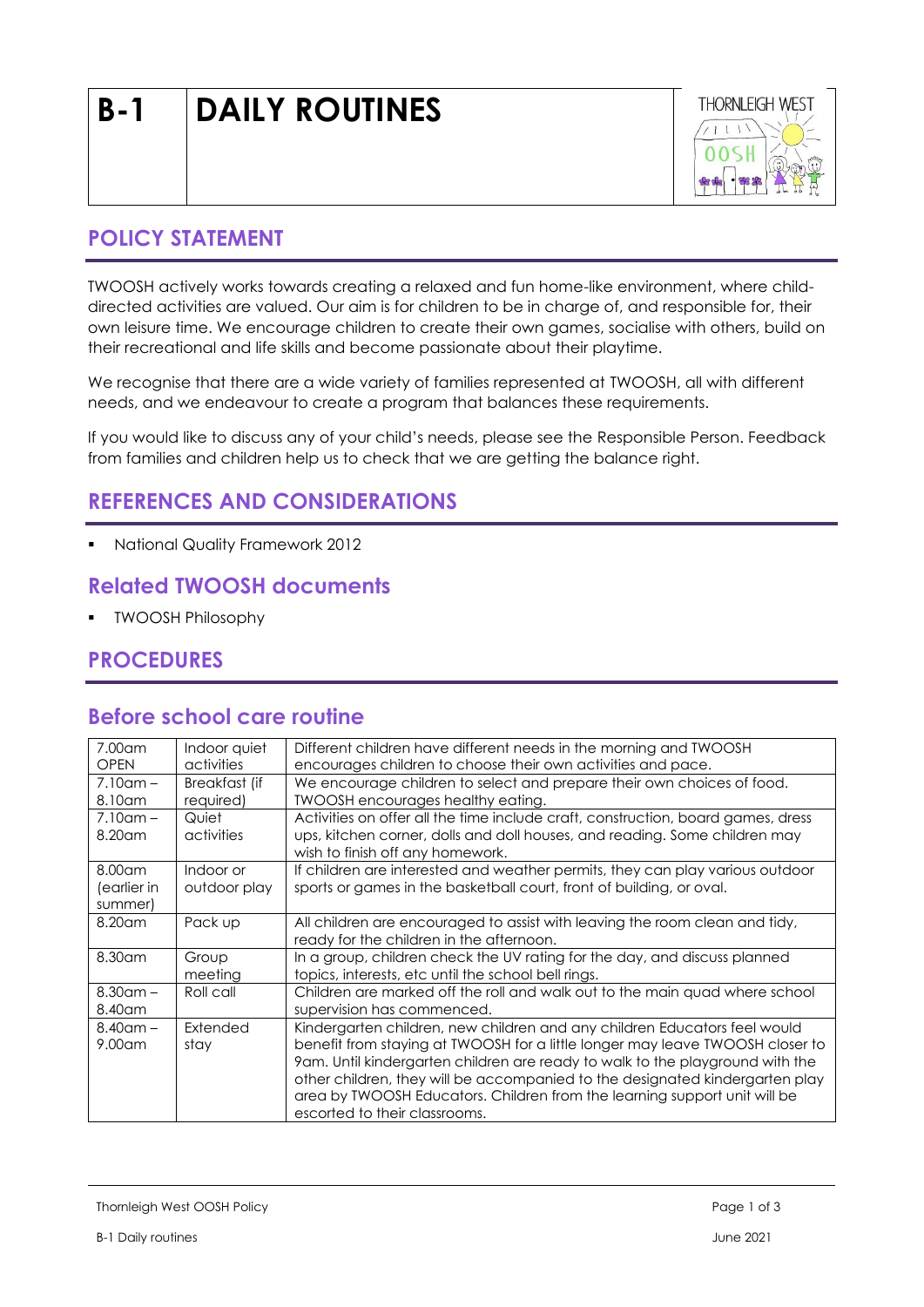# B-1 DAILY ROUTINES

## POLICY STATEMENT

TWOOSH actively works towards creating a relaxed and fun home-like environment, where child-directed activities are valued. Our aim is for children to be in charge of, and responsible for, their own leisure time. We encourage children to create their own games, socialise with others, build on their recreational and life skills and become passionate about their playtime.

We recognise that there are a wide variety of families represented at TWOOSH, all with different needs, and we endeavour to create a program that balances these requirements.

If you would like to discuss any of your child's needs, please see the Responsible Person. Feedback from families and children help us to check that we are getting the balance right.

## REFERENCES AND CONSIDERATIONS

- National Quality Framework 2012

## Related TWOOSH documents

- TWOOSH Philosophy

## PROCEDURES

## Before school care routine

| | | |
|---|---|---|
| 7.00am OPEN | Indoor quiet activities | Different children have different needs in the morning and TWOOSH encourages children to choose their own activities and pace. |
| 7.10am – 8.10am | Breakfast (if required) | We encourage children to select and prepare their own choices of food. TWOOSH encourages healthy eating. |
| 7.10am – 8.20am | Quiet activities | Activities on offer all the time include craft, construction, board games, dress ups, kitchen corner, dolls and doll houses, and reading. Some children may wish to finish off any homework. |
| 8.00am (earlier in summer) | Indoor or outdoor play | If children are interested and weather permits, they can play various outdoor sports or games in the basketball court, front of building, or oval. |
| 8.20am | Pack up | All children are encouraged to assist with leaving the room clean and tidy, ready for the children in the afternoon. |
| 8.30am | Group meeting | In a group, children check the UV rating for the day, and discuss planned topics, interests, etc until the school bell rings. |
| 8.30am – 8.40am | Roll call | Children are marked off the roll and walk out to the main quad where school supervision has commenced. |
| 8.40am – 9.00am | Extended stay | Kindergarten children, new children and any children Educators feel would benefit from staying at TWOOSH for a little longer may leave TWOOSH closer to 9am. Until kindergarten children are ready to walk to the playground with the other children, they will be accompanied to the designated kindergarten play area by TWOOSH Educators. Children from the learning support unit will be escorted to their classrooms. |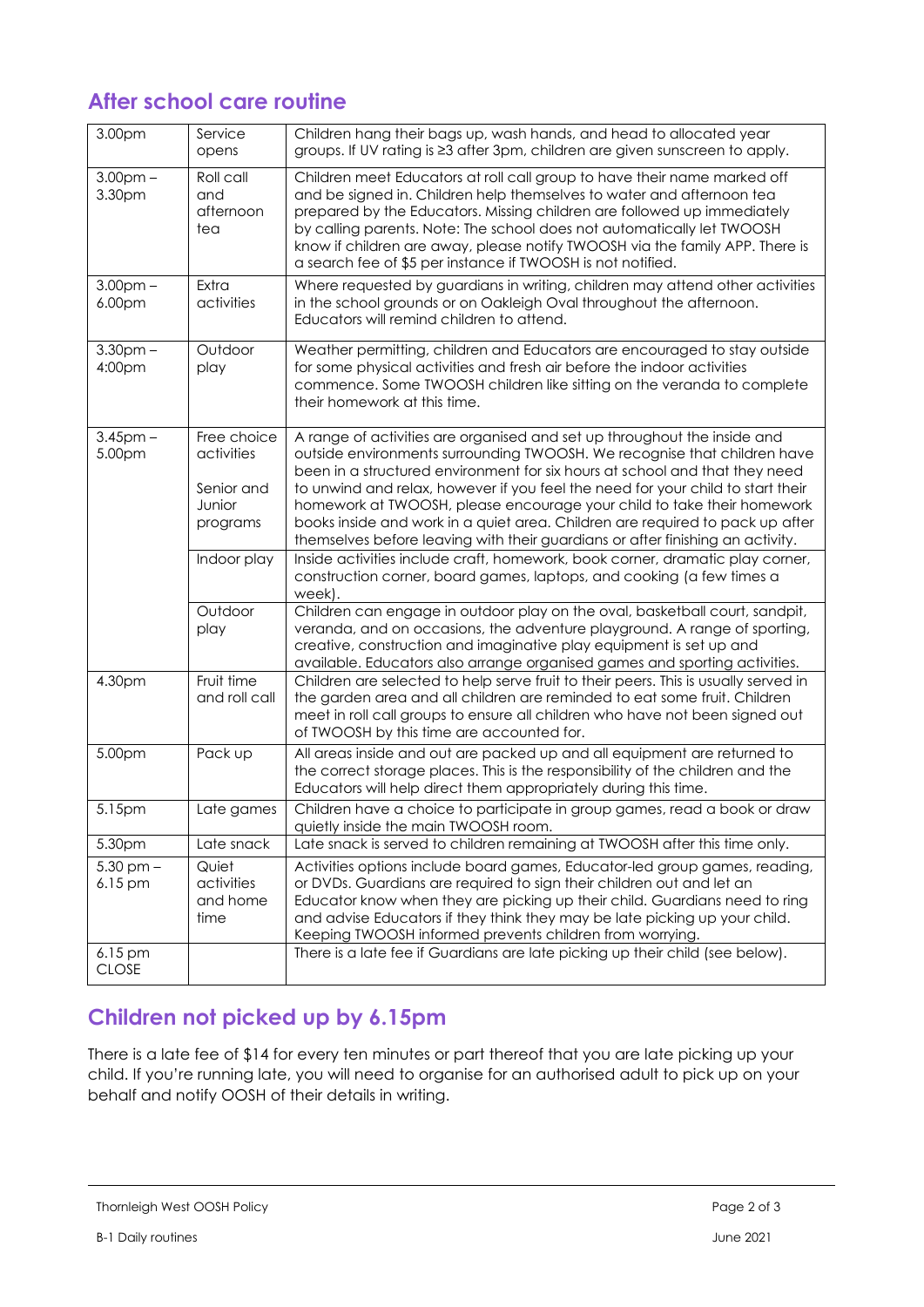## After school care routine

| | | |
|---|---|---|
| 3.00pm | Service opens | Children hang their bags up, wash hands, and head to allocated year groups. If UV rating is ≥3 after 3pm, children are given sunscreen to apply. |
| 3.00pm – 3.30pm | Roll call and afternoon tea | Children meet Educators at roll call group to have their name marked off and be signed in. Children help themselves to water and afternoon tea prepared by the Educators. Missing children are followed up immediately by calling parents. Note: The school does not automatically let TWOOSH know if children are away, please notify TWOOSH via the family APP. There is a search fee of $5 per instance if TWOOSH is not notified. |
| 3.00pm – 6.00pm | Extra activities | Where requested by guardians in writing, children may attend other activities in the school grounds or on Oakleigh Oval throughout the afternoon. Educators will remind children to attend. |
| 3.30pm – 4:00pm | Outdoor play | Weather permitting, children and Educators are encouraged to stay outside for some physical activities and fresh air before the indoor activities commence. Some TWOOSH children like sitting on the veranda to complete their homework at this time. |
| 3.45pm – 5.00pm | Free choice activities<br><br>Senior and Junior programs | A range of activities are organised and set up throughout the inside and outside environments surrounding TWOOSH. We recognise that children have been in a structured environment for six hours at school and that they need to unwind and relax, however if you feel the need for your child to start their homework at TWOOSH, please encourage your child to take their homework books inside and work in a quiet area. Children are required to pack up after themselves before leaving with their guardians or after finishing an activity. |
| | Indoor play | Inside activities include craft, homework, book corner, dramatic play corner, construction corner, board games, laptops, and cooking (a few times a week). |
| | Outdoor play | Children can engage in outdoor play on the oval, basketball court, sandpit, veranda, and on occasions, the adventure playground. A range of sporting, creative, construction and imaginative play equipment is set up and available. Educators also arrange organised games and sporting activities. |
| 4.30pm | Fruit time and roll call | Children are selected to help serve fruit to their peers. This is usually served in the garden area and all children are reminded to eat some fruit. Children meet in roll call groups to ensure all children who have not been signed out of TWOOSH by this time are accounted for. |
| 5.00pm | Pack up | All areas inside and out are packed up and all equipment are returned to the correct storage places. This is the responsibility of the children and the Educators will help direct them appropriately during this time. |
| 5.15pm | Late games | Children have a choice to participate in group games, read a book or draw quietly inside the main TWOOSH room. |
| 5.30pm | Late snack | Late snack is served to children remaining at TWOOSH after this time only. |
| 5.30 pm – 6.15 pm | Quiet activities and home time | Activities options include board games, Educator-led group games, reading, or DVDs. Guardians are required to sign their children out and let an Educator know when they are picking up their child. Guardians need to ring and advise Educators if they think they may be late picking up your child. Keeping TWOOSH informed prevents children from worrying. |
| 6.15 pm CLOSE | | There is a late fee if Guardians are late picking up their child (see below). |

## Children not picked up by 6.15pm

There is a late fee of $14 for every ten minutes or part thereof that you are late picking up your child. If you're running late, you will need to organise for an authorised adult to pick up on your behalf and notify OOSH of their details in writing.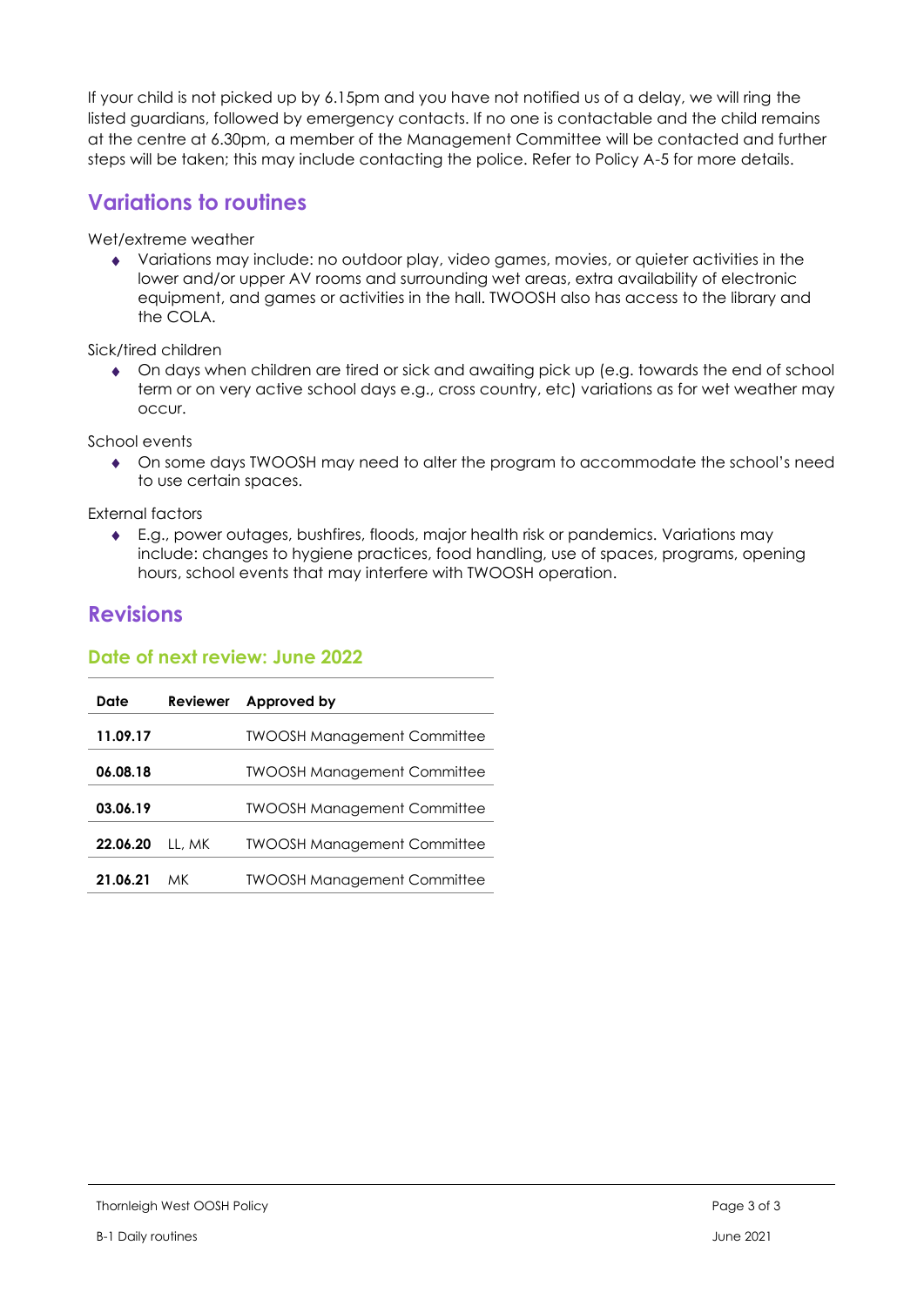If your child is not picked up by 6.15pm and you have not notified us of a delay, we will ring the listed guardians, followed by emergency contacts. If no one is contactable and the child remains at the centre at 6.30pm, a member of the Management Committee will be contacted and further steps will be taken; this may include contacting the police. Refer to Policy A-5 for more details.

## Variations to routines

Wet/extreme weather

- Variations may include: no outdoor play, video games, movies, or quieter activities in the lower and/or upper AV rooms and surrounding wet areas, extra availability of electronic equipment, and games or activities in the hall. TWOOSH also has access to the library and the COLA.

Sick/tired children

- On days when children are tired or sick and awaiting pick up (e.g. towards the end of school term or on very active school days e.g., cross country, etc) variations as for wet weather may occur.

School events

- On some days TWOOSH may need to alter the program to accommodate the school's need to use certain spaces.

External factors

- E.g., power outages, bushfires, floods, major health risk or pandemics. Variations may include: changes to hygiene practices, food handling, use of spaces, programs, opening hours, school events that may interfere with TWOOSH operation.

## Revisions

### Date of next review: June 2022

| Date | Reviewer | Approved by |
|---|---|---|
| **11.09.17** | | TWOOSH Management Committee |
| **06.08.18** | | TWOOSH Management Committee |
| **03.06.19** | | TWOOSH Management Committee |
| **22.06.20** | LL, MK | TWOOSH Management Committee |
| **21.06.21** | MK | TWOOSH Management Committee |